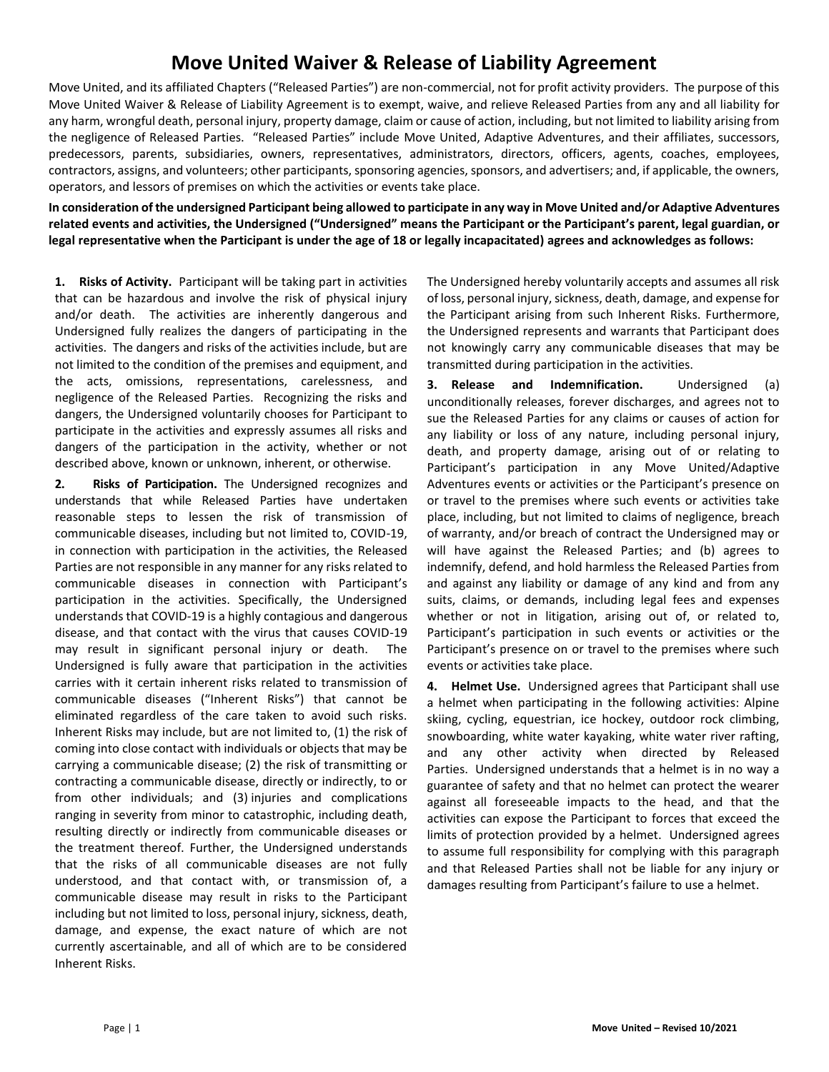# Move United Waiver & Release of Liability Agreement

Move United, and its affiliated Chapters ("Released Parties") are non-commercial, not for profit activity providers. The purpose of this Move United Waiver & Release of Liability Agreement is to exempt, waive, and relieve Released Parties from any and all liability for any harm, wrongful death, personal injury, property damage, claim or cause of action, including, but not limited to liability arising from the negligence of Released Parties. "Released Parties" include Move United, Adaptive Adventures, and their affiliates, successors, predecessors, parents, subsidiaries, owners, representatives, administrators, directors, officers, agents, coaches, employees, contractors, assigns, and volunteers; other participants, sponsoring agencies, sponsors, and advertisers; and, if applicable, the owners, operators, and lessors of premises on which the activities or events take place.

**In consideration of the undersigned Participant being allowed to participate in any way in Move United and/or Adaptive Adventures related events and activities, the Undersigned ("Undersigned" means the Participant or the Participant's parent, legal guardian, or legal representative when the Participant is under the age of 18 or legally incapacitated) agrees and acknowledges as follows:**

**1. Risks of Activity.** Participant will be taking part in activities that can be hazardous and involve the risk of physical injury and/or death. The activities are inherently dangerous and Undersigned fully realizes the dangers of participating in the activities. The dangers and risks of the activities include, but are not limited to the condition of the premises and equipment, and the acts, omissions, representations, carelessness, and negligence of the Released Parties. Recognizing the risks and dangers, the Undersigned voluntarily chooses for Participant to participate in the activities and expressly assumes all risks and dangers of the participation in the activity, whether or not described above, known or unknown, inherent, or otherwise.

**2. Risks of Participation.** The Undersigned recognizes and understands that while Released Parties have undertaken reasonable steps to lessen the risk of transmission of communicable diseases, including but not limited to, COVID-19, in connection with participation in the activities, the Released Parties are not responsible in any manner for any risks related to communicable diseases in connection with Participant's participation in the activities. Specifically, the Undersigned understands that COVID-19 is a highly contagious and dangerous disease, and that contact with the virus that causes COVID-19 may result in significant personal injury or death. The Undersigned is fully aware that participation in the activities carries with it certain inherent risks related to transmission of communicable diseases ("Inherent Risks") that cannot be eliminated regardless of the care taken to avoid such risks. Inherent Risks may include, but are not limited to, (1) the risk of coming into close contact with individuals or objects that may be carrying a communicable disease; (2) the risk of transmitting or contracting a communicable disease, directly or indirectly, to or from other individuals; and (3) injuries and complications ranging in severity from minor to catastrophic, including death, resulting directly or indirectly from communicable diseases or the treatment thereof. Further, the Undersigned understands that the risks of all communicable diseases are not fully understood, and that contact with, or transmission of, a communicable disease may result in risks to the Participant including but not limited to loss, personal injury, sickness, death, damage, and expense, the exact nature of which are not currently ascertainable, and all of which are to be considered Inherent Risks. The Undersigned hereby voluntarily accepts and assumes all risk of loss, personal injury, sickness, death, damage, and expense for the Participant arising from such Inherent Risks. Furthermore, the Undersigned represents and warrants that Participant does not knowingly carry any communicable diseases that may be transmitted during participation in the activities.

**3. Release and Indemnification.** Undersigned (a) unconditionally releases, forever discharges, and agrees not to sue the Released Parties for any claims or causes of action for any liability or loss of any nature, including personal injury, death, and property damage, arising out of or relating to Participant's participation in any Move United/Adaptive Adventures events or activities or the Participant's presence on or travel to the premises where such events or activities take place, including, but not limited to claims of negligence, breach of warranty, and/or breach of contract the Undersigned may or will have against the Released Parties; and (b) agrees to indemnify, defend, and hold harmless the Released Parties from and against any liability or damage of any kind and from any suits, claims, or demands, including legal fees and expenses whether or not in litigation, arising out of, or related to, Participant's participation in such events or activities or the Participant's presence on or travel to the premises where such events or activities take place.

**4. Helmet Use.** Undersigned agrees that Participant shall use a helmet when participating in the following activities: Alpine skiing, cycling, equestrian, ice hockey, outdoor rock climbing, snowboarding, white water kayaking, white water river rafting, and any other activity when directed by Released Parties. Undersigned understands that a helmet is in no way a guarantee of safety and that no helmet can protect the wearer against all foreseeable impacts to the head, and that the activities can expose the Participant to forces that exceed the limits of protection provided by a helmet. Undersigned agrees to assume full responsibility for complying with this paragraph and that Released Parties shall not be liable for any injury or damages resulting from Participant's failure to use a helmet.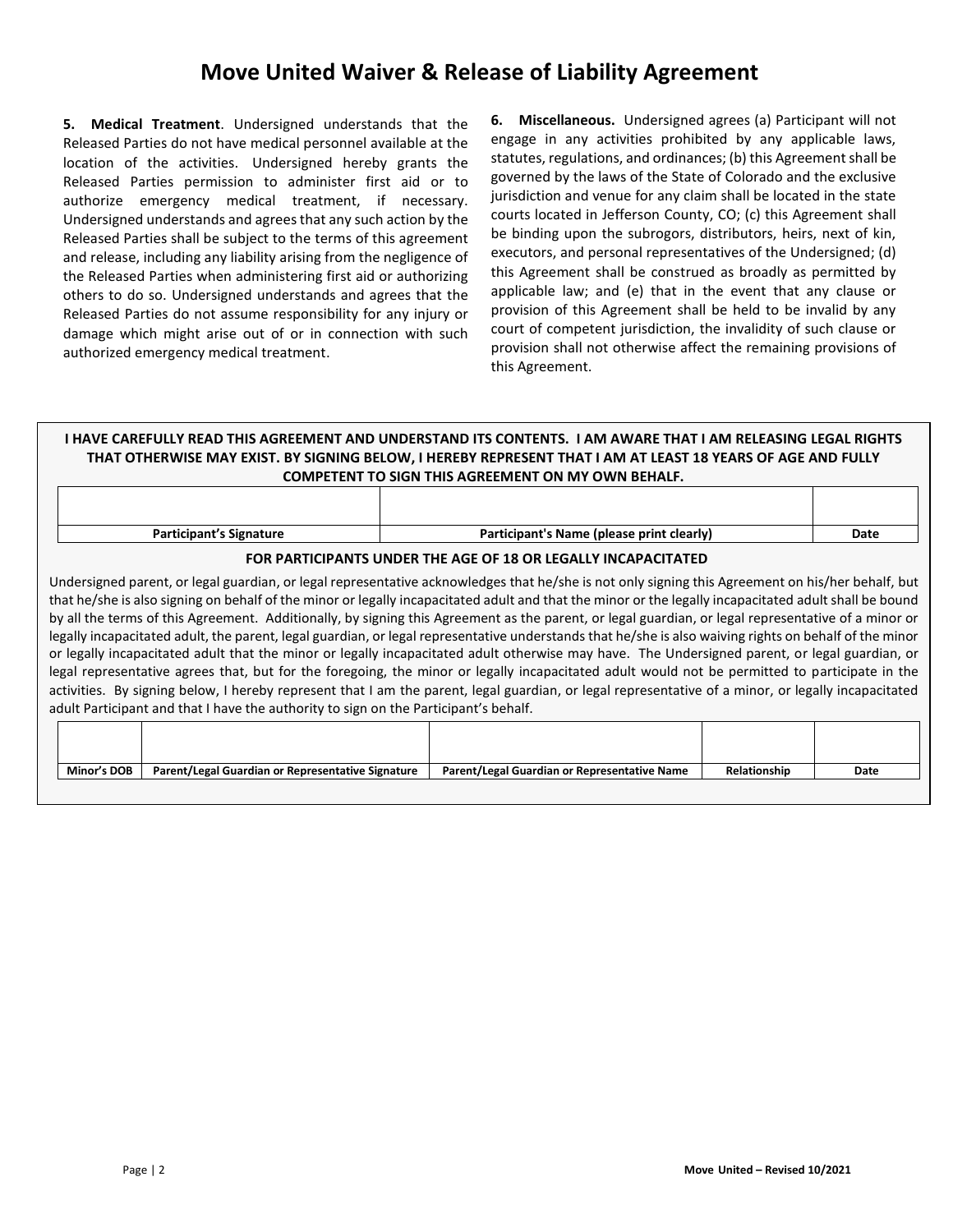# Move United Waiver & Release of Liability Agreement

**5. Medical Treatment**. Undersigned understands that the Released Parties do not have medical personnel available at the location of the activities. Undersigned hereby grants the Released Parties permission to administer first aid or to authorize emergency medical treatment, if necessary. Undersigned understands and agrees that any such action by the Released Parties shall be subject to the terms of this agreement and release, including any liability arising from the negligence of the Released Parties when administering first aid or authorizing others to do so. Undersigned understands and agrees that the Released Parties do not assume responsibility for any injury or damage which might arise out of or in connection with such authorized emergency medical treatment.

**6. Miscellaneous.** Undersigned agrees (a) Participant will not engage in any activities prohibited by any applicable laws, statutes, regulations, and ordinances; (b) this Agreement shall be governed by the laws of the State of Colorado and the exclusive jurisdiction and venue for any claim shall be located in the state courts located in Jefferson County, CO; (c) this Agreement shall be binding upon the subrogors, distributors, heirs, next of kin, executors, and personal representatives of the Undersigned; (d) this Agreement shall be construed as broadly as permitted by applicable law; and (e) that in the event that any clause or provision of this Agreement shall be held to be invalid by any court of competent jurisdiction, the invalidity of such clause or provision shall not otherwise affect the remaining provisions of this Agreement.

**I HAVE CAREFULLY READ THIS AGREEMENT AND UNDERSTAND ITS CONTENTS. I AM AWARE THAT I AM RELEASING LEGAL RIGHTS THAT OTHERWISE MAY EXIST. BY SIGNING BELOW, I HEREBY REPRESENT THAT I AM AT LEAST 18 YEARS OF AGE AND FULLY COMPETENT TO SIGN THIS AGREEMENT ON MY OWN BEHALF.**

| | | |
|---|---|---|
| **Participant's Signature** | **Participant's Name (please print clearly)** | **Date** |

**FOR PARTICIPANTS UNDER THE AGE OF 18 OR LEGALLY INCAPACITATED**

Undersigned parent, or legal guardian, or legal representative acknowledges that he/she is not only signing this Agreement on his/her behalf, but that he/she is also signing on behalf of the minor or legally incapacitated adult and that the minor or the legally incapacitated adult shall be bound by all the terms of this Agreement. Additionally, by signing this Agreement as the parent, or legal guardian, or legal representative of a minor or legally incapacitated adult, the parent, legal guardian, or legal representative understands that he/she is also waiving rights on behalf of the minor or legally incapacitated adult that the minor or legally incapacitated adult otherwise may have. The Undersigned parent, or legal guardian, or legal representative agrees that, but for the foregoing, the minor or legally incapacitated adult would not be permitted to participate in the activities. By signing below, I hereby represent that I am the parent, legal guardian, or legal representative of a minor, or legally incapacitated adult Participant and that I have the authority to sign on the Participant's behalf.

| | | | | |
|---|---|---|---|---|
| **Minor's DOB** | **Parent/Legal Guardian or Representative Signature** | **Parent/Legal Guardian or Representative Name** | **Relationship** | **Date** |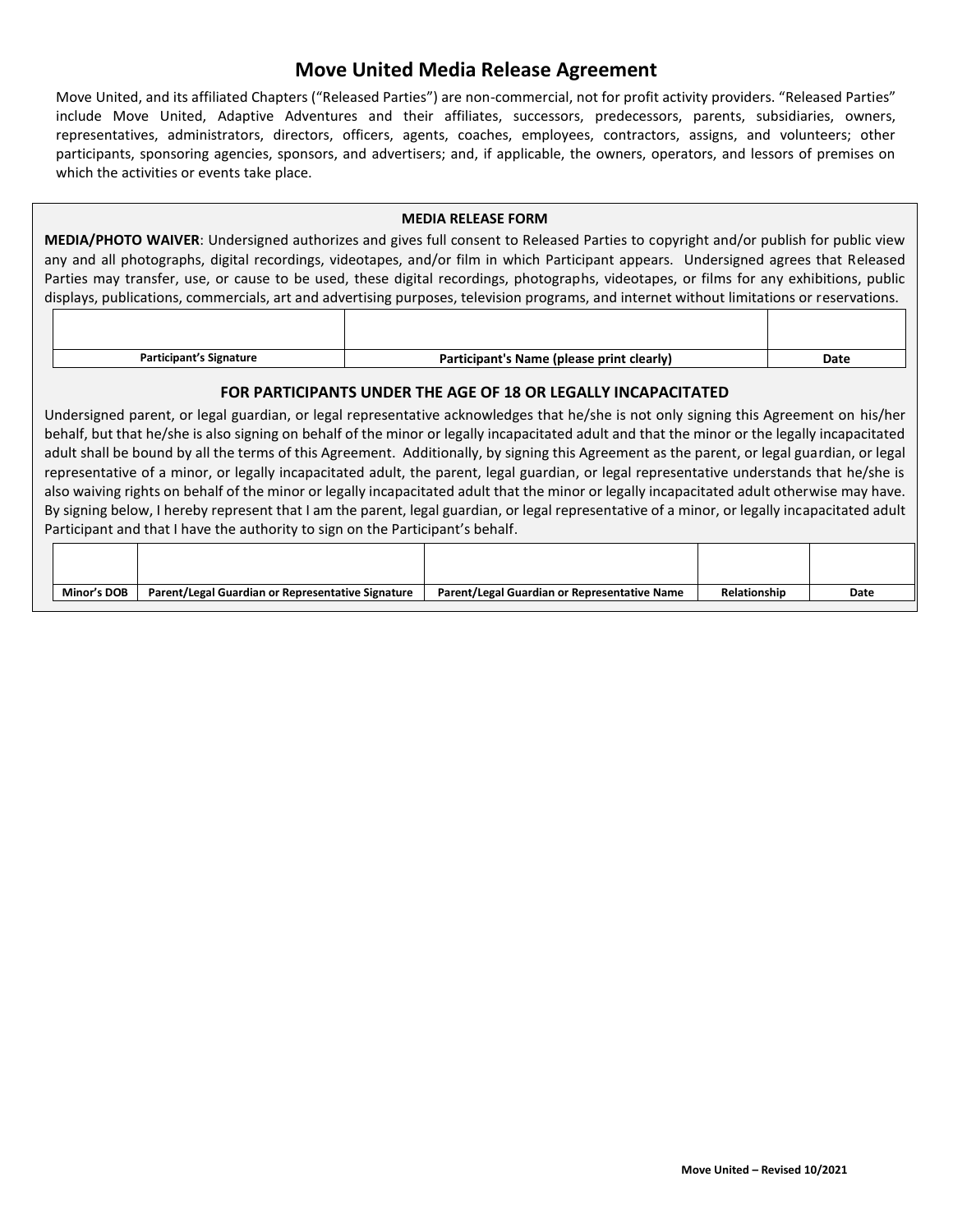# Move United Media Release Agreement

Move United, and its affiliated Chapters ("Released Parties") are non-commercial, not for profit activity providers. "Released Parties" include Move United, Adaptive Adventures and their affiliates, successors, predecessors, parents, subsidiaries, owners, representatives, administrators, directors, officers, agents, coaches, employees, contractors, assigns, and volunteers; other participants, sponsoring agencies, sponsors, and advertisers; and, if applicable, the owners, operators, and lessors of premises on which the activities or events take place.

## MEDIA RELEASE FORM

**MEDIA/PHOTO WAIVER**: Undersigned authorizes and gives full consent to Released Parties to copyright and/or publish for public view any and all photographs, digital recordings, videotapes, and/or film in which Participant appears. Undersigned agrees that Released Parties may transfer, use, or cause to be used, these digital recordings, photographs, videotapes, or films for any exhibitions, public displays, publications, commercials, art and advertising purposes, television programs, and internet without limitations or reservations.

| | | |
|---|---|---|
| | | |
| **Participant's Signature** | **Participant's Name (please print clearly)** | **Date** |

## FOR PARTICIPANTS UNDER THE AGE OF 18 OR LEGALLY INCAPACITATED

Undersigned parent, or legal guardian, or legal representative acknowledges that he/she is not only signing this Agreement on his/her behalf, but that he/she is also signing on behalf of the minor or legally incapacitated adult and that the minor or the legally incapacitated adult shall be bound by all the terms of this Agreement. Additionally, by signing this Agreement as the parent, or legal guardian, or legal representative of a minor, or legally incapacitated adult, the parent, legal guardian, or legal representative understands that he/she is also waiving rights on behalf of the minor or legally incapacitated adult that the minor or legally incapacitated adult otherwise may have. By signing below, I hereby represent that I am the parent, legal guardian, or legal representative of a minor, or legally incapacitated adult Participant and that I have the authority to sign on the Participant's behalf.

| | | | | |
|---|---|---|---|---|
| | | | | |
| **Minor's DOB** | **Parent/Legal Guardian or Representative Signature** | **Parent/Legal Guardian or Representative Name** | **Relationship** | **Date** |

**Move United – Revised 10/2021**